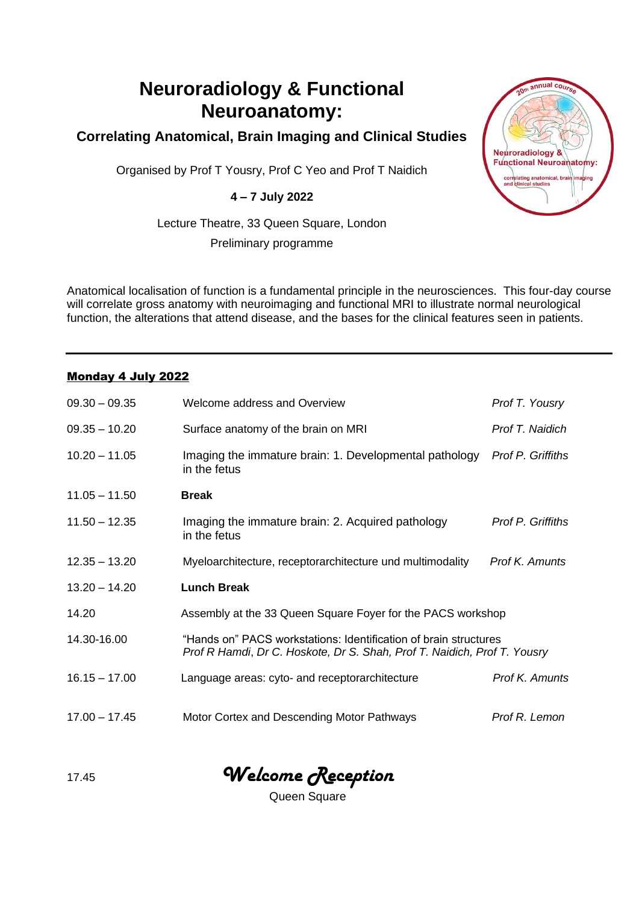# Neuroradiology & Functional Neuroanatomy:

## Correlating Anatomical, Brain Imaging and Clinical Studies

Organised by Prof T Yousry, Prof C Yeo and Prof T Naidich

**4 – 7 July 2022**

Lecture Theatre, 33 Queen Square, London

Preliminary programme

Anatomical localisation of function is a fundamental principle in the neurosciences. This four-day course will correlate gross anatomy with neuroimaging and functional MRI to illustrate normal neurological function, the alterations that attend disease, and the bases for the clinical features seen in patients.

---

### Monday 4 July 2022

| | | |
|---|---|---|
| 09.30 – 09.35 | Welcome address and Overview | *Prof T. Yousry* |
| 09.35 – 10.20 | Surface anatomy of the brain on MRI | *Prof T. Naidich* |
| 10.20 – 11.05 | Imaging the immature brain: 1. Developmental pathology in the fetus | *Prof P. Griffiths* |
| 11.05 – 11.50 | **Break** | |
| 11.50 – 12.35 | Imaging the immature brain: 2. Acquired pathology in the fetus | *Prof P. Griffiths* |
| 12.35 – 13.20 | Myeloarchitecture, receptorarchitecture und multimodality | *Prof K. Amunts* |
| 13.20 – 14.20 | **Lunch Break** | |
| 14.20 | Assembly at the 33 Queen Square Foyer for the PACS workshop | |
| 14.30-16.00 | "Hands on" PACS workstations: Identification of brain structures *Prof R Hamdi, Dr C. Hoskote, Dr S. Shah, Prof T. Naidich, Prof T. Yousry* | |
| 16.15 – 17.00 | Language areas: cyto- and receptorarchitecture | *Prof K. Amunts* |
| 17.00 – 17.45 | Motor Cortex and Descending Motor Pathways | *Prof R. Lemon* |
| 17.45 | ***Welcome Reception*** Queen Square | |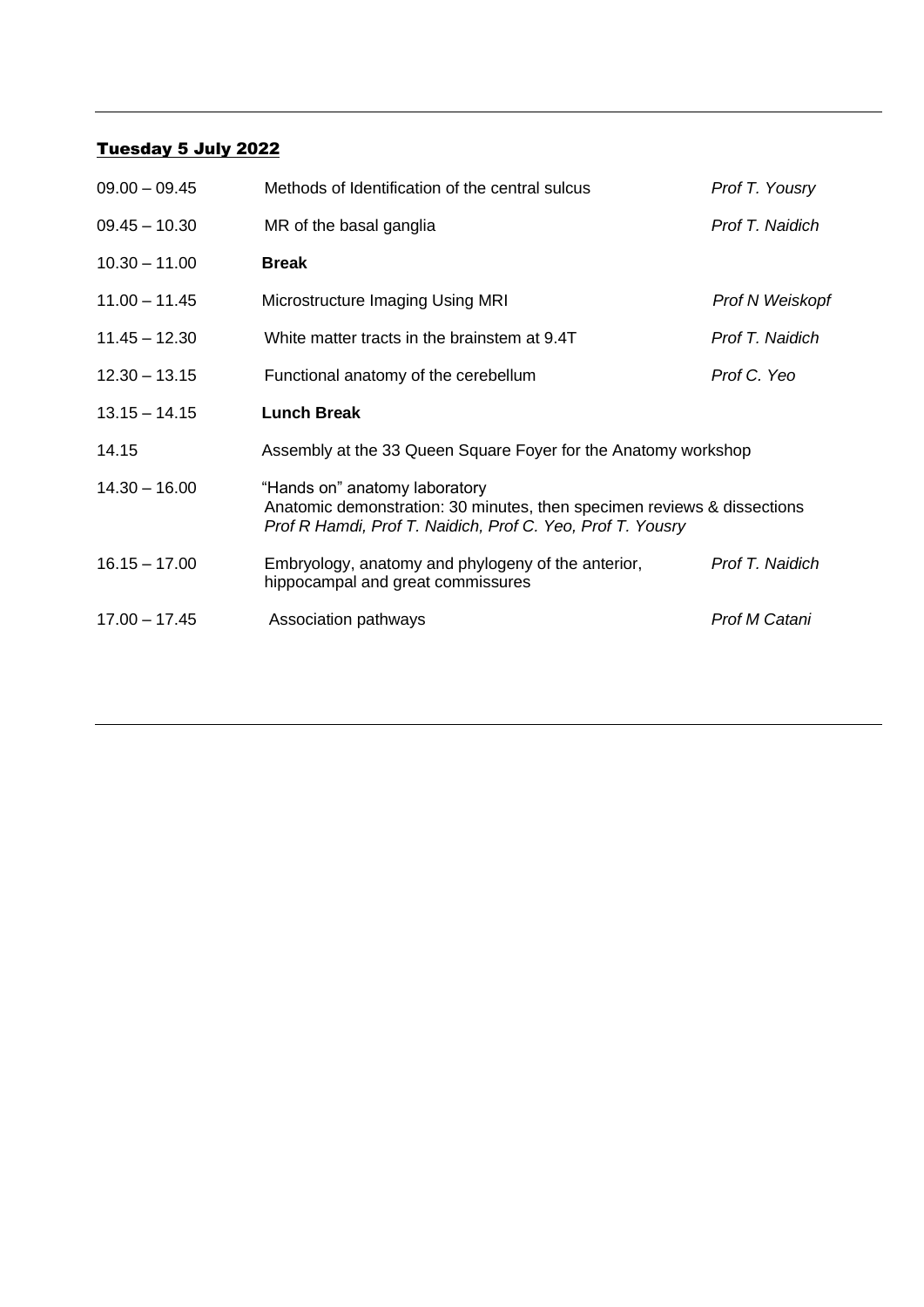## Tuesday 5 July 2022

| | | |
|---|---|---|
| 09.00 – 09.45 | Methods of Identification of the central sulcus | *Prof T. Yousry* |
| 09.45 – 10.30 | MR of the basal ganglia | *Prof T. Naidich* |
| 10.30 – 11.00 | **Break** | |
| 11.00 – 11.45 | Microstructure Imaging Using MRI | *Prof N Weiskopf* |
| 11.45 – 12.30 | White matter tracts in the brainstem at 9.4T | *Prof T. Naidich* |
| 12.30 – 13.15 | Functional anatomy of the cerebellum | *Prof C. Yeo* |
| 13.15 – 14.15 | **Lunch Break** | |
| 14.15 | Assembly at the 33 Queen Square Foyer for the Anatomy workshop | |
| 14.30 – 16.00 | "Hands on" anatomy laboratory<br>Anatomic demonstration: 30 minutes, then specimen reviews & dissections<br>*Prof R Hamdi, Prof T. Naidich, Prof C. Yeo, Prof T. Yousry* | |
| 16.15 – 17.00 | Embryology, anatomy and phylogeny of the anterior, hippocampal and great commissures | *Prof T. Naidich* |
| 17.00 – 17.45 | Association pathways | *Prof M Catani* |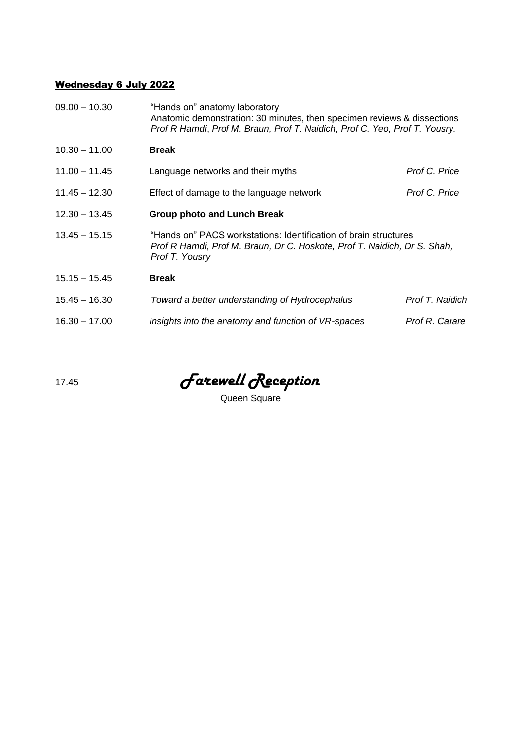## Wednesday 6 July 2022

| | | |
|---|---|---|
| 09.00 – 10.30 | "Hands on" anatomy laboratory<br>Anatomic demonstration: 30 minutes, then specimen reviews & dissections<br>*Prof R Hamdi, Prof M. Braun, Prof T. Naidich, Prof C. Yeo, Prof T. Yousry.* | |
| 10.30 – 11.00 | **Break** | |
| 11.00 – 11.45 | Language networks and their myths | *Prof C. Price* |
| 11.45 – 12.30 | Effect of damage to the language network | *Prof C. Price* |
| 12.30 – 13.45 | **Group photo and Lunch Break** | |
| 13.45 – 15.15 | "Hands on" PACS workstations: Identification of brain structures<br>*Prof R Hamdi, Prof M. Braun, Dr C. Hoskote, Prof T. Naidich, Dr S. Shah, Prof T. Yousry* | |
| 15.15 – 15.45 | **Break** | |
| 15.45 – 16.30 | *Toward a better understanding of Hydrocephalus* | *Prof T. Naidich* |
| 16.30 – 17.00 | *Insights into the anatomy and function of VR-spaces* | *Prof R. Carare* |

17.45 ***Farewell Reception***

Queen Square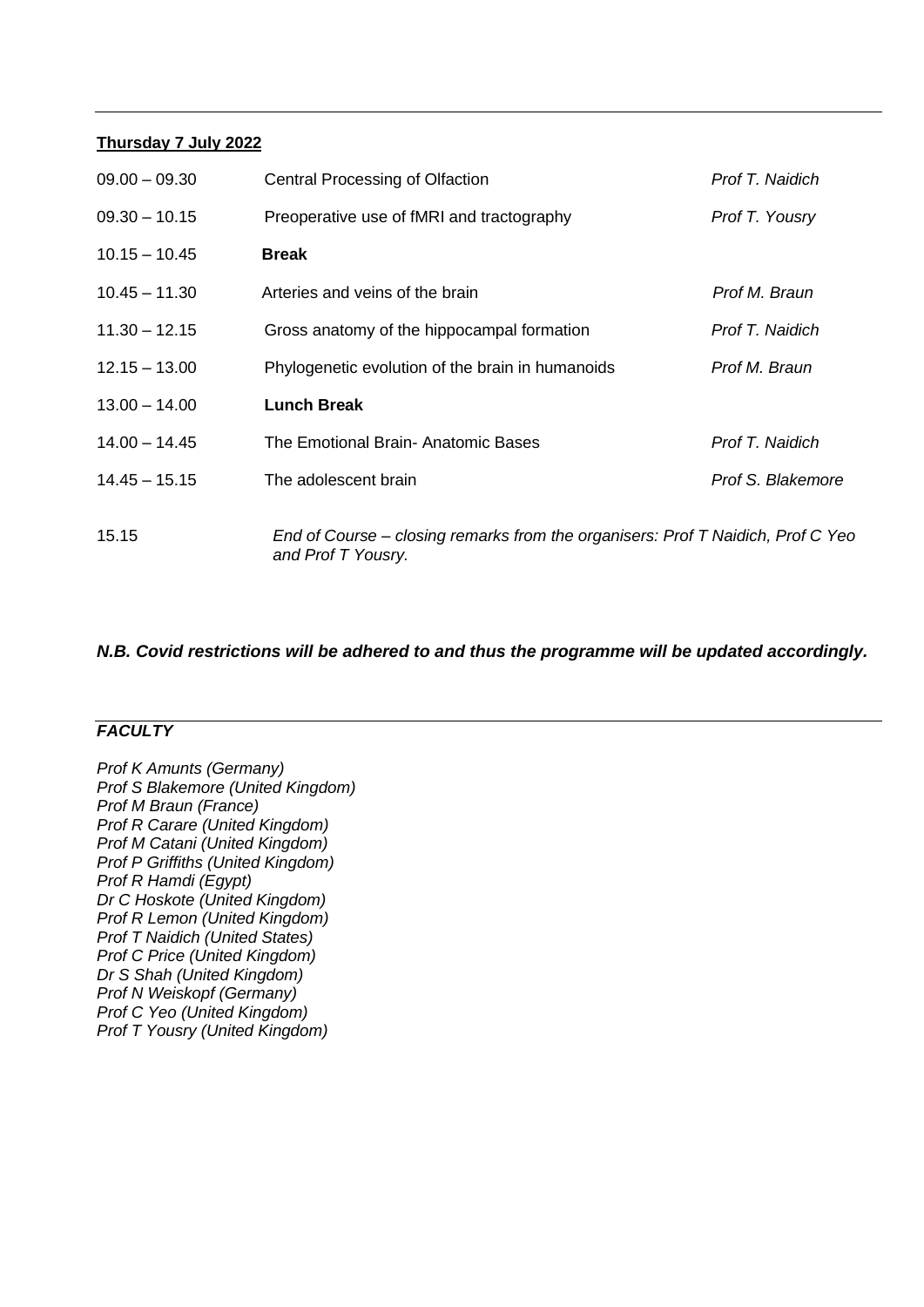**Thursday 7 July 2022**

| | | |
|---|---|---|
| 09.00 – 09.30 | Central Processing of Olfaction | *Prof T. Naidich* |
| 09.30 – 10.15 | Preoperative use of fMRI and tractography | *Prof T. Yousry* |
| 10.15 – 10.45 | **Break** | |
| 10.45 – 11.30 | Arteries and veins of the brain | *Prof M. Braun* |
| 11.30 – 12.15 | Gross anatomy of the hippocampal formation | *Prof T. Naidich* |
| 12.15 – 13.00 | Phylogenetic evolution of the brain in humanoids | *Prof M. Braun* |
| 13.00 – 14.00 | **Lunch Break** | |
| 14.00 – 14.45 | The Emotional Brain- Anatomic Bases | *Prof T. Naidich* |
| 14.45 – 15.15 | The adolescent brain | *Prof S. Blakemore* |
| 15.15 | *End of Course – closing remarks from the organisers: Prof T Naidich, Prof C Yeo and Prof T Yousry.* | |

***N.B. Covid restrictions will be adhered to and thus the programme will be updated accordingly.***

## ***FACULTY***

*Prof K Amunts (Germany)*
*Prof S Blakemore (United Kingdom)*
*Prof M Braun (France)*
*Prof R Carare (United Kingdom)*
*Prof M Catani (United Kingdom)*
*Prof P Griffiths (United Kingdom)*
*Prof R Hamdi (Egypt)*
*Dr C Hoskote (United Kingdom)*
*Prof R Lemon (United Kingdom)*
*Prof T Naidich (United States)*
*Prof C Price (United Kingdom)*
*Dr S Shah (United Kingdom)*
*Prof N Weiskopf (Germany)*
*Prof C Yeo (United Kingdom)*
*Prof T Yousry (United Kingdom)*